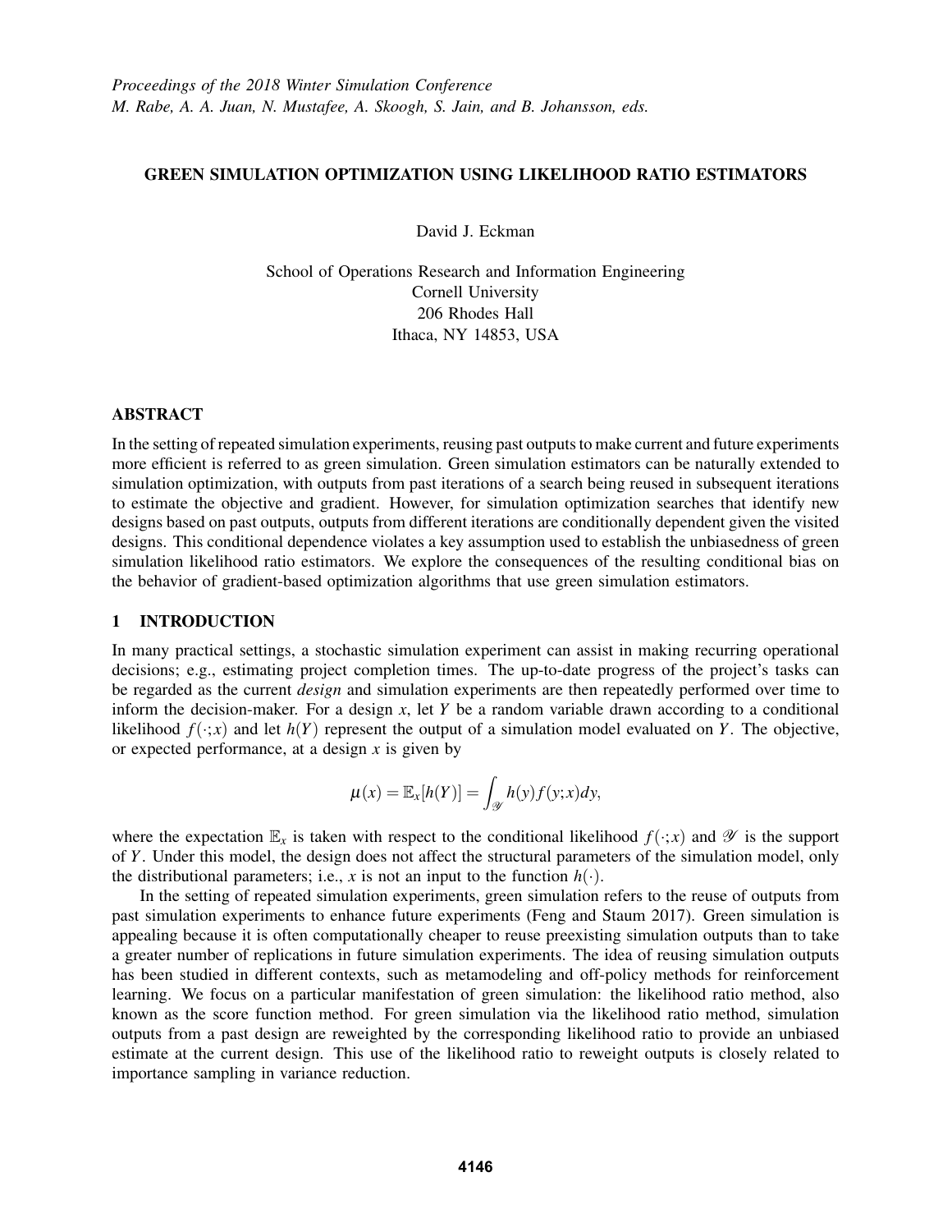# GREEN SIMULATION OPTIMIZATION USING LIKELIHOOD RATIO ESTIMATORS

David J. Eckman

School of Operations Research and Information Engineering
Cornell University
206 Rhodes Hall
Ithaca, NY 14853, USA

## ABSTRACT

In the setting of repeated simulation experiments, reusing past outputs to make current and future experiments more efficient is referred to as green simulation. Green simulation estimators can be naturally extended to simulation optimization, with outputs from past iterations of a search being reused in subsequent iterations to estimate the objective and gradient. However, for simulation optimization searches that identify new designs based on past outputs, outputs from different iterations are conditionally dependent given the visited designs. This conditional dependence violates a key assumption used to establish the unbiasedness of green simulation likelihood ratio estimators. We explore the consequences of the resulting conditional bias on the behavior of gradient-based optimization algorithms that use green simulation estimators.

## 1 INTRODUCTION

In many practical settings, a stochastic simulation experiment can assist in making recurring operational decisions; e.g., estimating project completion times. The up-to-date progress of the project's tasks can be regarded as the current *design* and simulation experiments are then repeatedly performed over time to inform the decision-maker. For a design $x$, let $Y$ be a random variable drawn according to a conditional likelihood $f(\cdot;x)$ and let $h(Y)$ represent the output of a simulation model evaluated on $Y$. The objective, or expected performance, at a design $x$ is given by

$$\mu(x) = \mathbb{E}_x[h(Y)] = \int_{\mathscr{Y}} h(y) f(y;x) dy,$$

where the expectation $\mathbb{E}_x$ is taken with respect to the conditional likelihood $f(\cdot;x)$ and $\mathscr{Y}$ is the support of $Y$. Under this model, the design does not affect the structural parameters of the simulation model, only the distributional parameters; i.e., $x$ is not an input to the function $h(\cdot)$.

In the setting of repeated simulation experiments, green simulation refers to the reuse of outputs from past simulation experiments to enhance future experiments (Feng and Staum 2017). Green simulation is appealing because it is often computationally cheaper to reuse preexisting simulation outputs than to take a greater number of replications in future simulation experiments. The idea of reusing simulation outputs has been studied in different contexts, such as metamodeling and off-policy methods for reinforcement learning. We focus on a particular manifestation of green simulation: the likelihood ratio method, also known as the score function method. For green simulation via the likelihood ratio method, simulation outputs from a past design are reweighted by the corresponding likelihood ratio to provide an unbiased estimate at the current design. This use of the likelihood ratio to reweight outputs is closely related to importance sampling in variance reduction.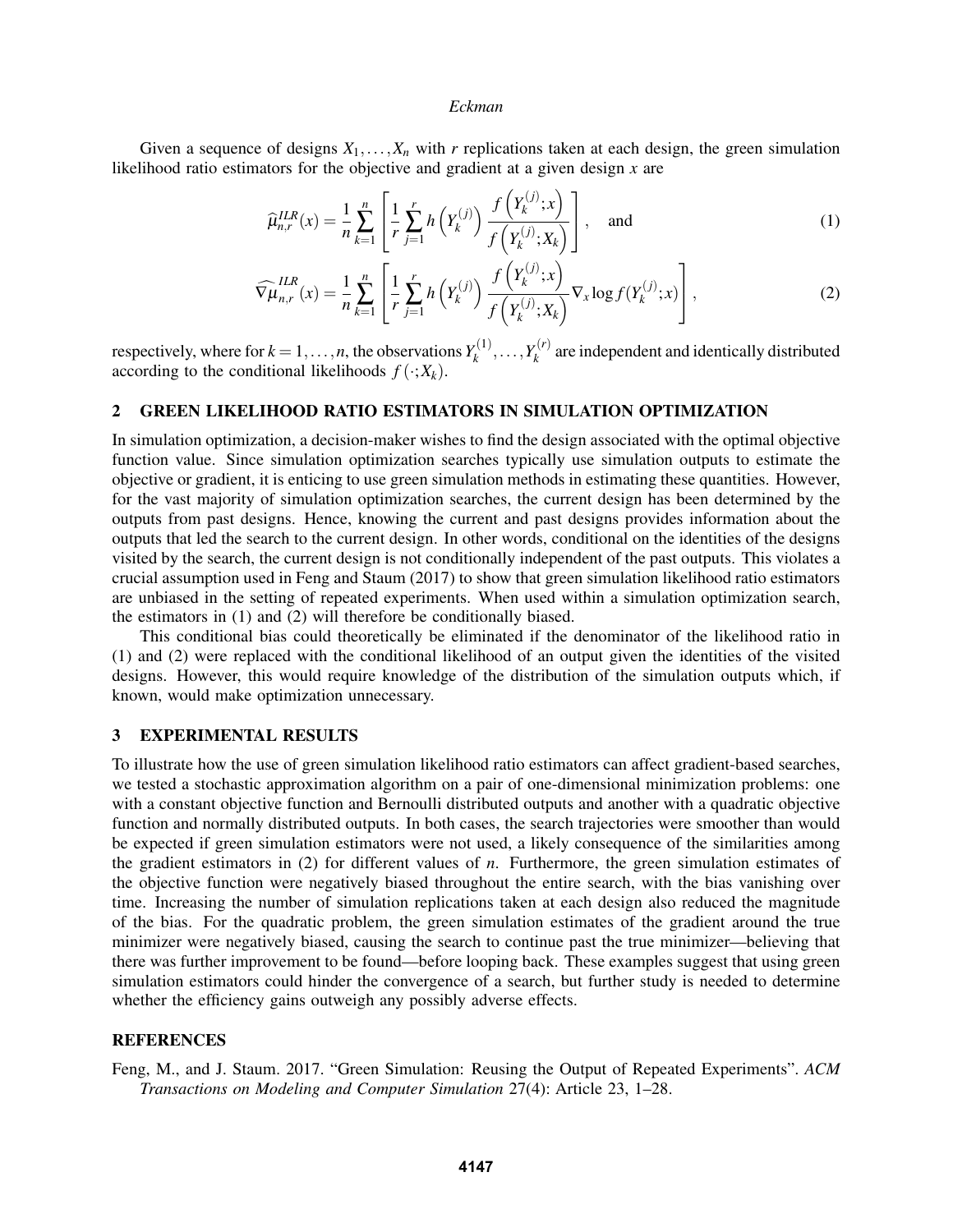Given a sequence of designs $X_1, \ldots, X_n$ with $r$ replications taken at each design, the green simulation likelihood ratio estimators for the objective and gradient at a given design $x$ are

$$\widehat{\mu}_{n,r}^{ILR}(x) = \frac{1}{n}\sum_{k=1}^{n}\left[\frac{1}{r}\sum_{j=1}^{r} h\left(Y_k^{(j)}\right)\frac{f\left(Y_k^{(j)};x\right)}{f\left(Y_k^{(j)};X_k\right)}\right], \quad \text{and} \tag{1}$$

$$\widehat{\nabla\mu}_{n,r}^{ILR}(x) = \frac{1}{n}\sum_{k=1}^{n}\left[\frac{1}{r}\sum_{j=1}^{r} h\left(Y_k^{(j)}\right)\frac{f\left(Y_k^{(j)};x\right)}{f\left(Y_k^{(j)};X_k\right)}\nabla_x \log f(Y_k^{(j)};x)\right], \tag{2}$$

respectively, where for $k = 1, \ldots, n$, the observations $Y_k^{(1)}, \ldots, Y_k^{(r)}$ are independent and identically distributed according to the conditional likelihoods $f(\cdot; X_k)$.

## 2 GREEN LIKELIHOOD RATIO ESTIMATORS IN SIMULATION OPTIMIZATION

In simulation optimization, a decision-maker wishes to find the design associated with the optimal objective function value. Since simulation optimization searches typically use simulation outputs to estimate the objective or gradient, it is enticing to use green simulation methods in estimating these quantities. However, for the vast majority of simulation optimization searches, the current design has been determined by the outputs from past designs. Hence, knowing the current and past designs provides information about the outputs that led the search to the current design. In other words, conditional on the identities of the designs visited by the search, the current design is not conditionally independent of the past outputs. This violates a crucial assumption used in Feng and Staum (2017) to show that green simulation likelihood ratio estimators are unbiased in the setting of repeated experiments. When used within a simulation optimization search, the estimators in (1) and (2) will therefore be conditionally biased.

This conditional bias could theoretically be eliminated if the denominator of the likelihood ratio in (1) and (2) were replaced with the conditional likelihood of an output given the identities of the visited designs. However, this would require knowledge of the distribution of the simulation outputs which, if known, would make optimization unnecessary.

## 3 EXPERIMENTAL RESULTS

To illustrate how the use of green simulation likelihood ratio estimators can affect gradient-based searches, we tested a stochastic approximation algorithm on a pair of one-dimensional minimization problems: one with a constant objective function and Bernoulli distributed outputs and another with a quadratic objective function and normally distributed outputs. In both cases, the search trajectories were smoother than would be expected if green simulation estimators were not used, a likely consequence of the similarities among the gradient estimators in (2) for different values of $n$. Furthermore, the green simulation estimates of the objective function were negatively biased throughout the entire search, with the bias vanishing over time. Increasing the number of simulation replications taken at each design also reduced the magnitude of the bias. For the quadratic problem, the green simulation estimates of the gradient around the true minimizer were negatively biased, causing the search to continue past the true minimizer—believing that there was further improvement to be found—before looping back. These examples suggest that using green simulation estimators could hinder the convergence of a search, but further study is needed to determine whether the efficiency gains outweigh any possibly adverse effects.

## REFERENCES

Feng, M., and J. Staum. 2017. "Green Simulation: Reusing the Output of Repeated Experiments". *ACM Transactions on Modeling and Computer Simulation* 27(4): Article 23, 1–28.